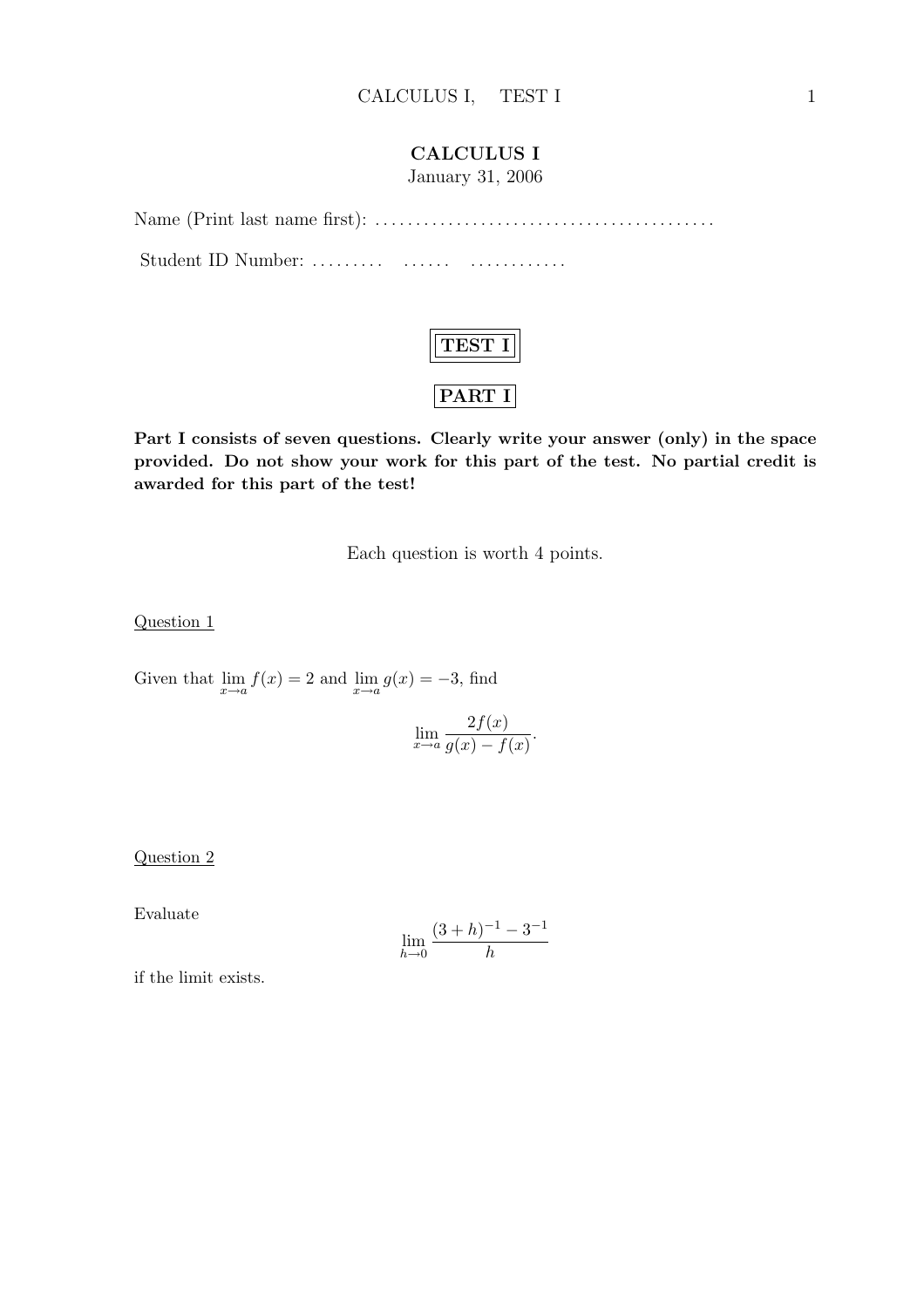# CALCULUS I

January 31, 2006

Name (Print last name first): .........................................

Student ID Number: ......... ...... ............

## TEST I

## PART I

**Part I consists of seven questions. Clearly write your answer (only) in the space provided. Do not show your work for this part of the test. No partial credit is awarded for this part of the test!**

Each question is worth 4 points.

Question 1

Given that $\lim_{x\to a} f(x) = 2$ and $\lim_{x\to a} g(x) = -3$, find

$$\lim_{x\to a} \frac{2f(x)}{g(x) - f(x)}.$$

Question 2

Evaluate

$$\lim_{h\to 0} \frac{(3+h)^{-1} - 3^{-1}}{h}$$

if the limit exists.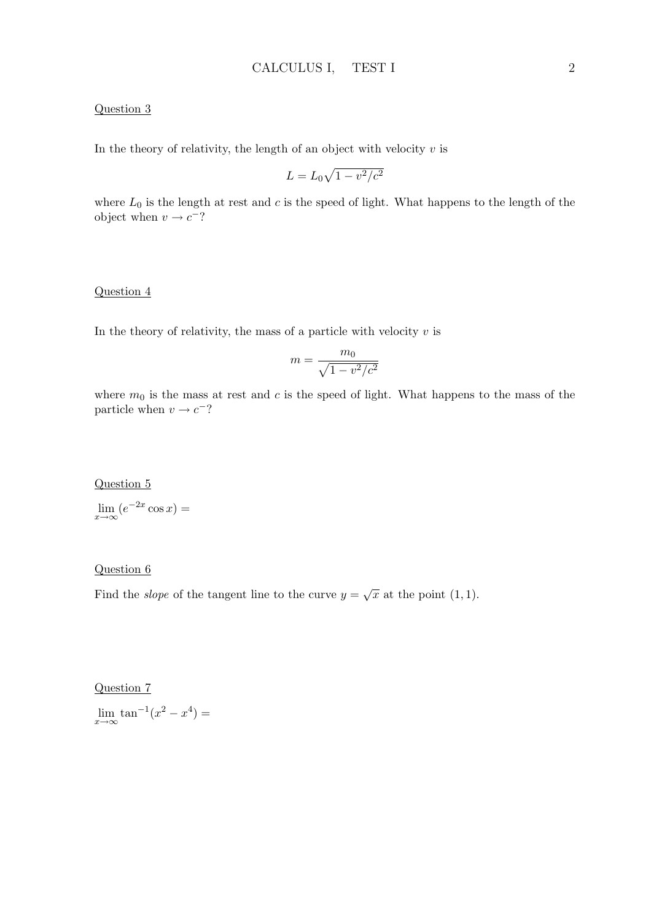Question 3

In the theory of relativity, the length of an object with velocity $v$ is

$$L = L_0\sqrt{1 - v^2/c^2}$$

where $L_0$ is the length at rest and $c$ is the speed of light. What happens to the length of the object when $v \to c^-$?

Question 4

In the theory of relativity, the mass of a particle with velocity $v$ is

$$m = \frac{m_0}{\sqrt{1 - v^2/c^2}}$$

where $m_0$ is the mass at rest and $c$ is the speed of light. What happens to the mass of the particle when $v \to c^-$?

Question 5

$\lim_{x\to\infty} (e^{-2x} \cos x) =$

Question 6

Find the *slope* of the tangent line to the curve $y = \sqrt{x}$ at the point $(1, 1)$.

Question 7

$\lim_{x\to\infty} \tan^{-1}(x^2 - x^4) =$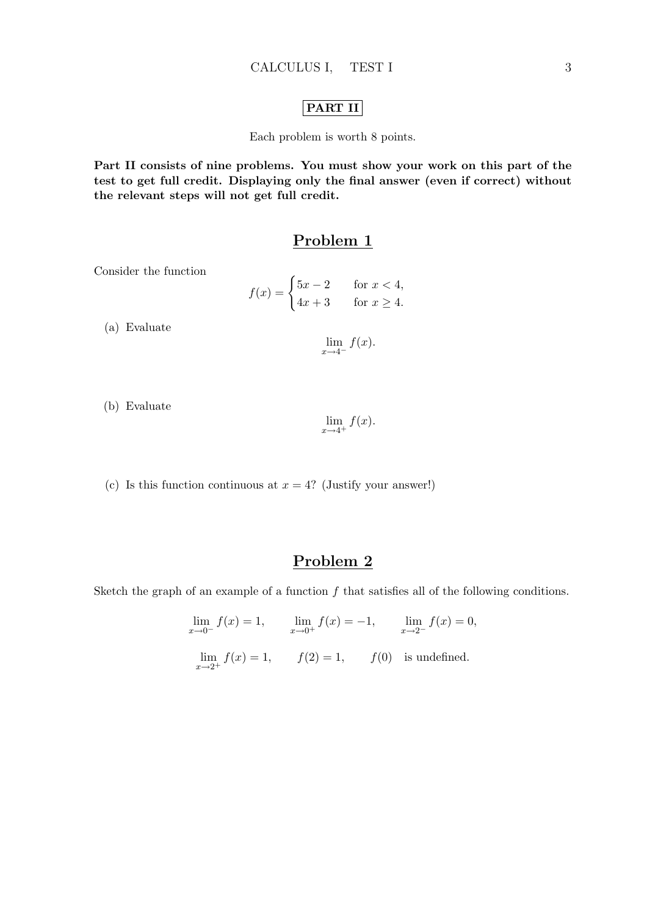# PART II

Each problem is worth 8 points.

**Part II consists of nine problems. You must show your work on this part of the test to get full credit. Displaying only the final answer (even if correct) without the relevant steps will not get full credit.**

## Problem 1

Consider the function

$$f(x) = \begin{cases} 5x - 2 & \text{for } x < 4, \\ 4x + 3 & \text{for } x \geq 4. \end{cases}$$

(a) Evaluate

$$\lim_{x \to 4^-} f(x).$$

(b) Evaluate

$$\lim_{x \to 4^+} f(x).$$

(c) Is this function continuous at $x = 4$? (Justify your answer!)

## Problem 2

Sketch the graph of an example of a function $f$ that satisfies all of the following conditions.

$$\lim_{x \to 0^-} f(x) = 1, \qquad \lim_{x \to 0^+} f(x) = -1, \qquad \lim_{x \to 2^-} f(x) = 0,$$

$$\lim_{x \to 2^+} f(x) = 1, \qquad f(2) = 1, \qquad f(0) \quad \text{is undefined.}$$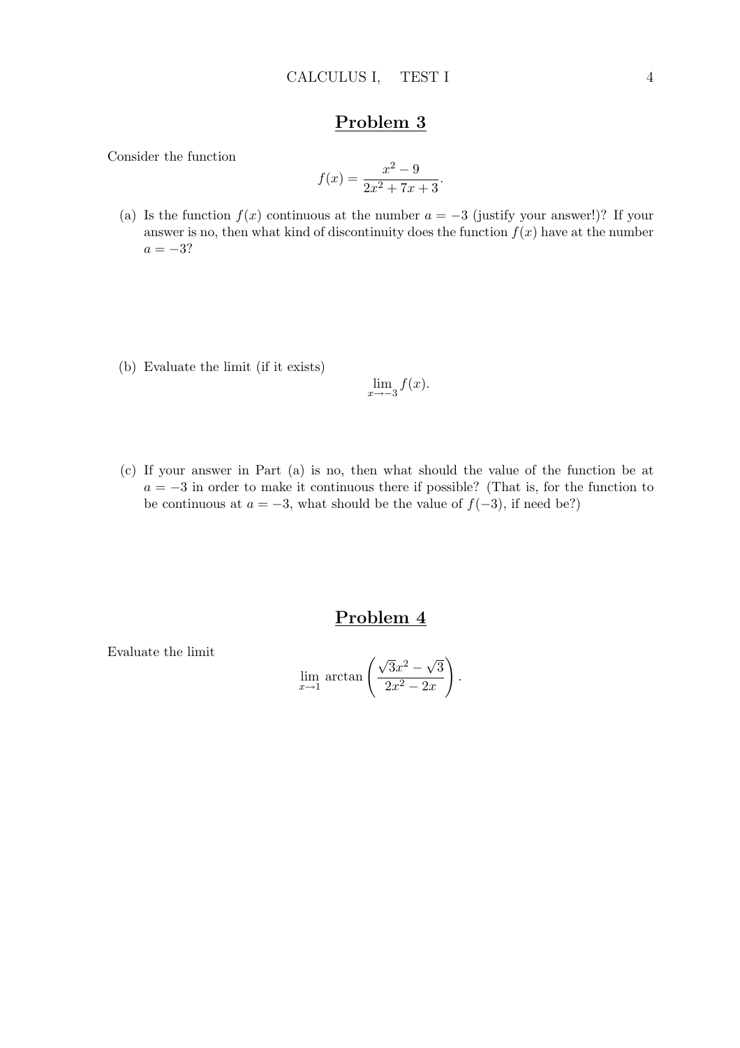## Problem 3

Consider the function

$$f(x) = \frac{x^2 - 9}{2x^2 + 7x + 3}.$$

(a) Is the function $f(x)$ continuous at the number $a = -3$ (justify your answer!)? If your answer is no, then what kind of discontinuity does the function $f(x)$ have at the number $a = -3$?

(b) Evaluate the limit (if it exists)

$$\lim_{x \to -3} f(x).$$

(c) If your answer in Part (a) is no, then what should the value of the function be at $a = -3$ in order to make it continuous there if possible? (That is, for the function to be continuous at $a = -3$, what should be the value of $f(-3)$, if need be?)

## Problem 4

Evaluate the limit

$$\lim_{x \to 1} \arctan\left(\frac{\sqrt{3}x^2 - \sqrt{3}}{2x^2 - 2x}\right).$$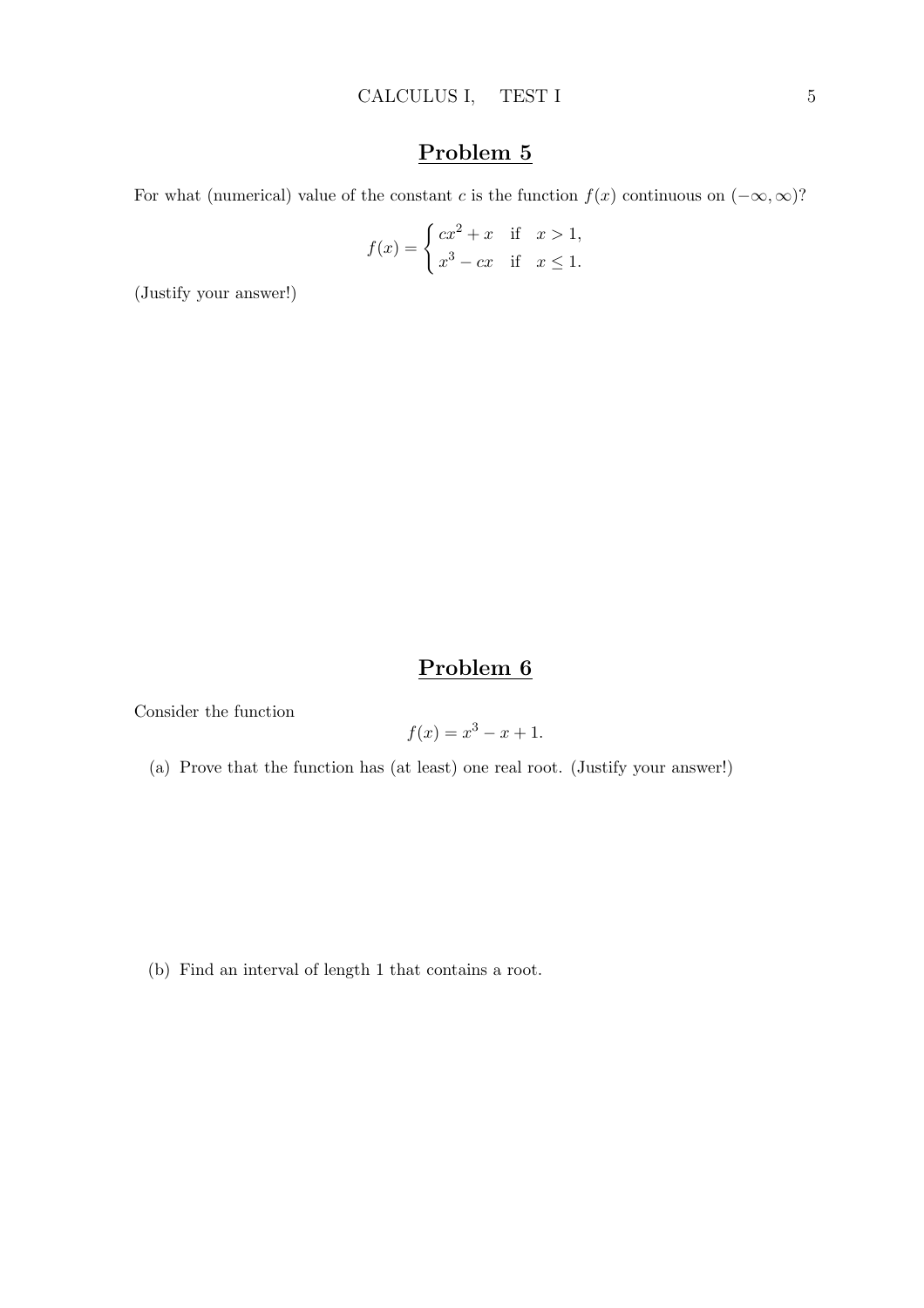## Problem 5

For what (numerical) value of the constant $c$ is the function $f(x)$ continuous on $(-\infty, \infty)$?

$$f(x) = \begin{cases} cx^2 + x & \text{if} \quad x > 1, \\ x^3 - cx & \text{if} \quad x \leq 1. \end{cases}$$

(Justify your answer!)

## Problem 6

Consider the function

$$f(x) = x^3 - x + 1.$$

(a) Prove that the function has (at least) one real root. (Justify your answer!)

(b) Find an interval of length 1 that contains a root.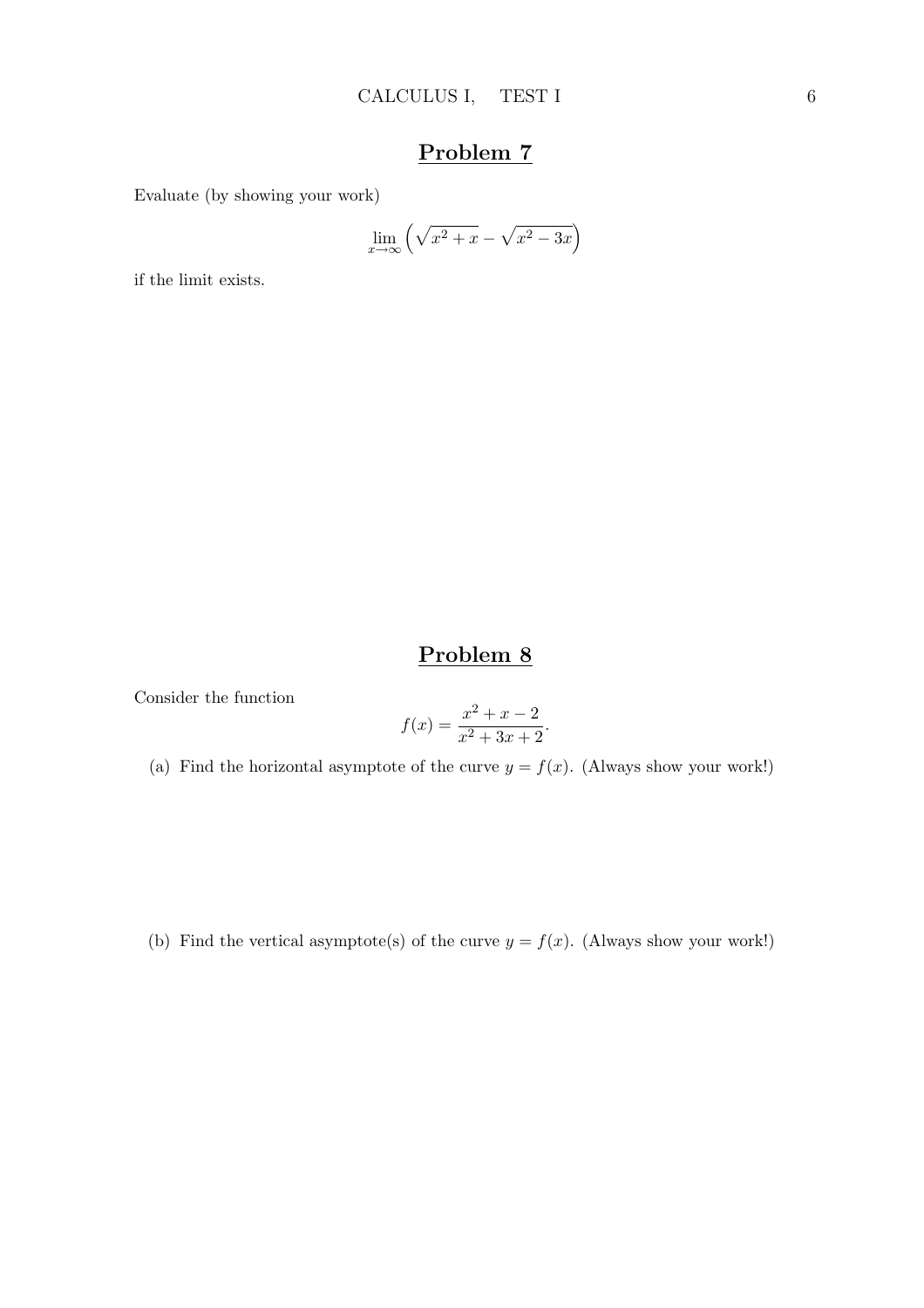## Problem 7

Evaluate (by showing your work)

$$\lim_{x \to \infty} \left( \sqrt{x^2 + x} - \sqrt{x^2 - 3x} \right)$$

if the limit exists.

## Problem 8

Consider the function

$$f(x) = \frac{x^2 + x - 2}{x^2 + 3x + 2}.$$

(a) Find the horizontal asymptote of the curve $y = f(x)$. (Always show your work!)

(b) Find the vertical asymptote(s) of the curve $y = f(x)$. (Always show your work!)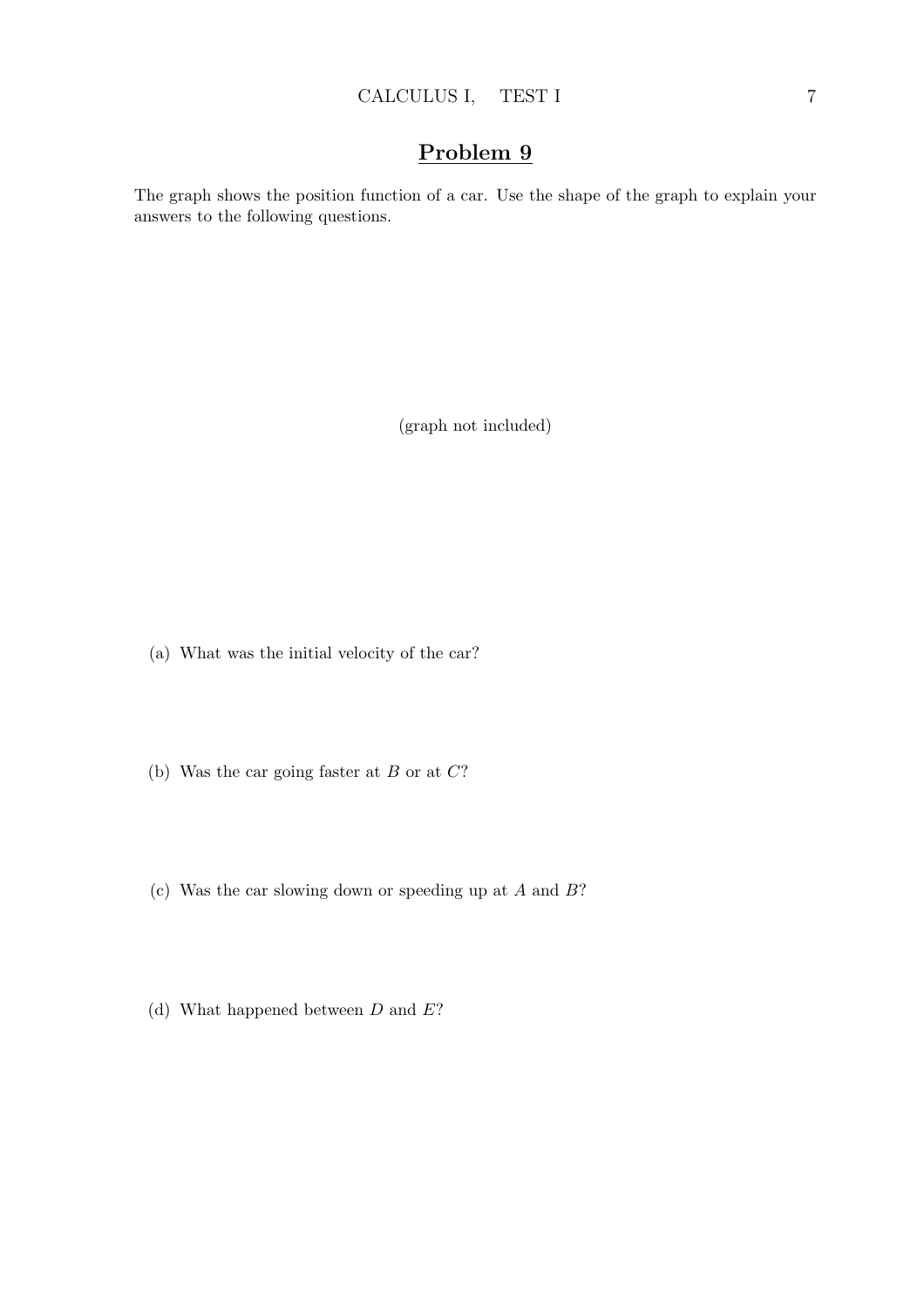## Problem 9

The graph shows the position function of a car. Use the shape of the graph to explain your answers to the following questions.

(graph not included)

(a) What was the initial velocity of the car?

(b) Was the car going faster at $B$ or at $C$?

(c) Was the car slowing down or speeding up at $A$ and $B$?

(d) What happened between $D$ and $E$?